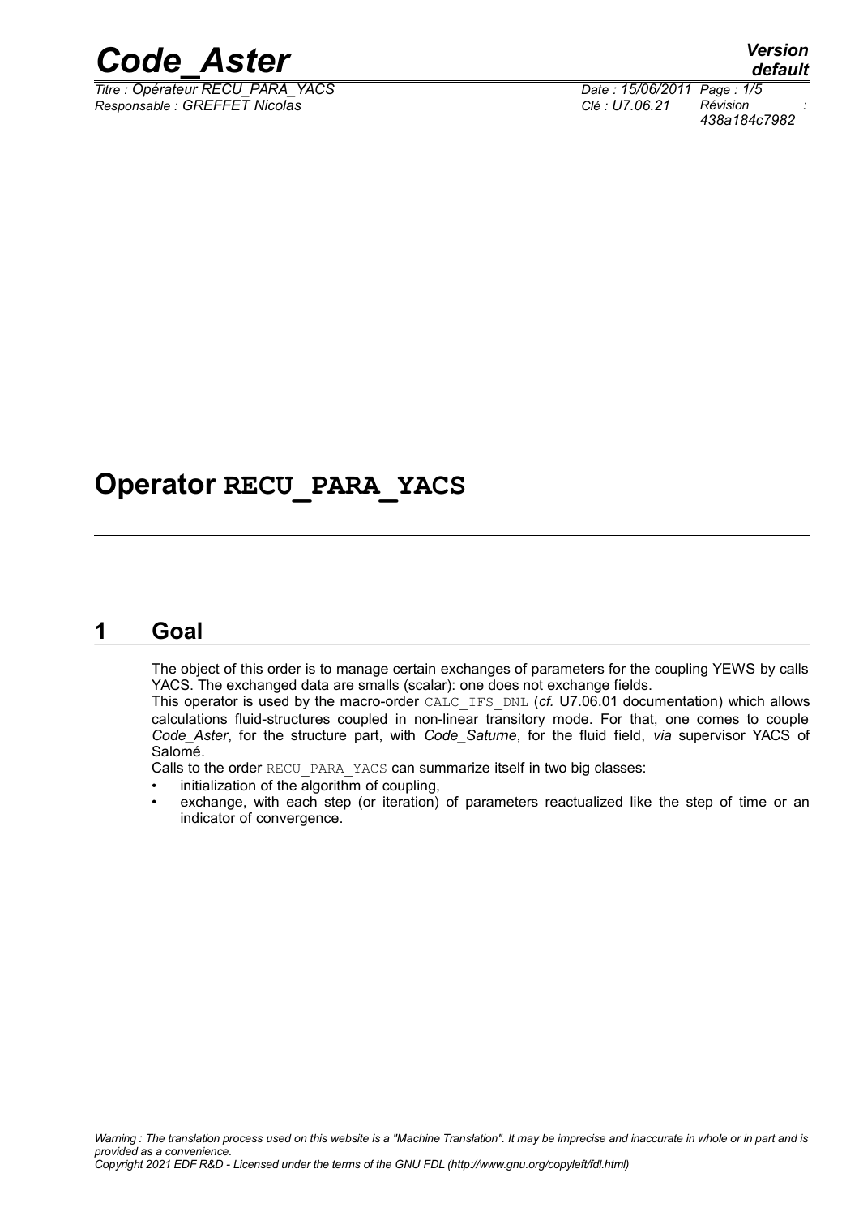# Operator RECU_PARA_YACS

## 1 Goal

The object of this order is to manage certain exchanges of parameters for the coupling YEWS by calls YACS. The exchanged data are smalls (scalar): one does not exchange fields.

This operator is used by the macro-order CALC_IFS_DNL (*cf.* U7.06.01 documentation) which allows calculations fluid-structures coupled in non-linear transitory mode. For that, one comes to couple *Code_Aster*, for the structure part, with *Code_Saturne*, for the fluid field, *via* supervisor YACS of Salomé.

Calls to the order RECU_PARA_YACS can summarize itself in two big classes:

- initialization of the algorithm of coupling,
- exchange, with each step (or iteration) of parameters reactualized like the step of time or an indicator of convergence.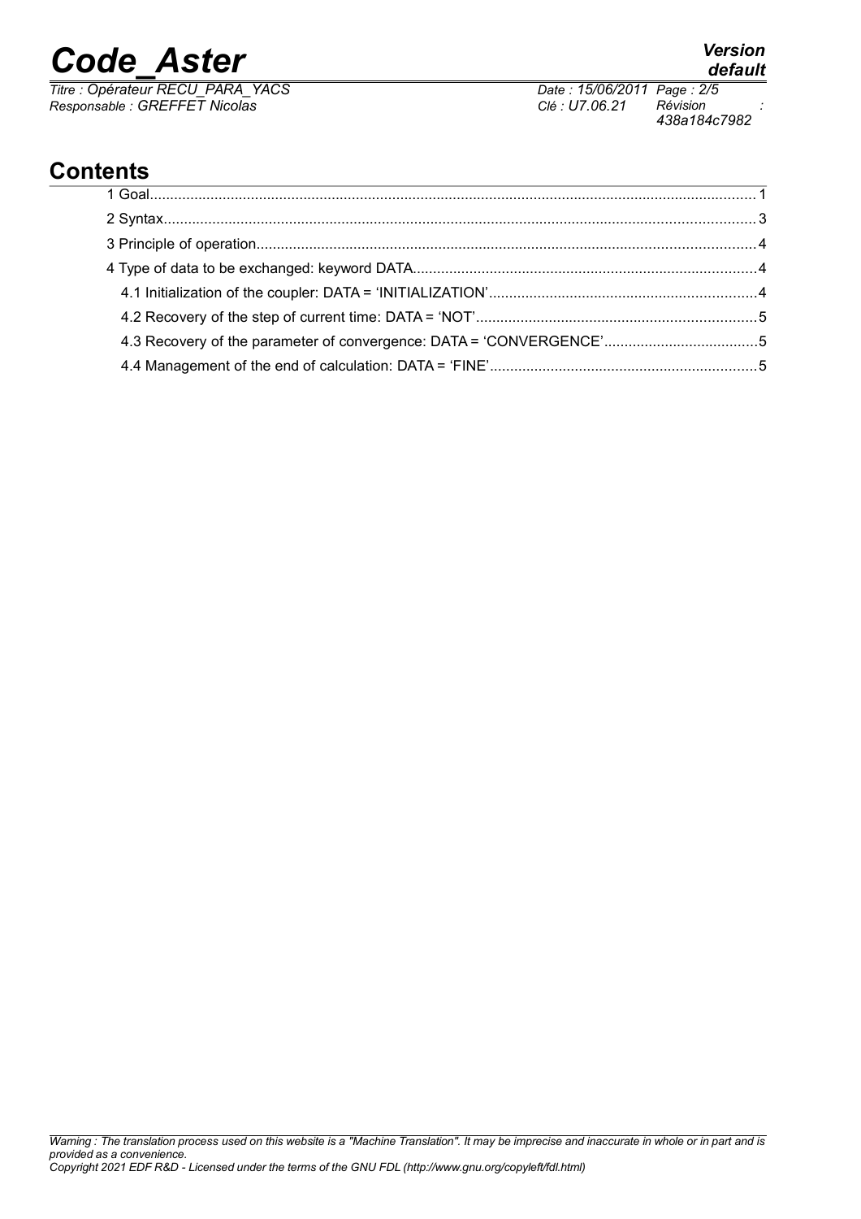## Contents

1 Goal........................................................................................................................................... 1

2 Syntax........................................................................................................................................ 3

3 Principle of operation................................................................................................................. 4

4 Type of data to be exchanged: keyword DATA........................................................................... 4

4.1 Initialization of the coupler: DATA = 'INITIALIZATION'.......................................................... 4

4.2 Recovery of the step of current time: DATA = 'NOT'............................................................. 5

4.3 Recovery of the parameter of convergence: DATA = 'CONVERGENCE'................................ 5

4.4 Management of the end of calculation: DATA = 'FINE'.......................................................... 5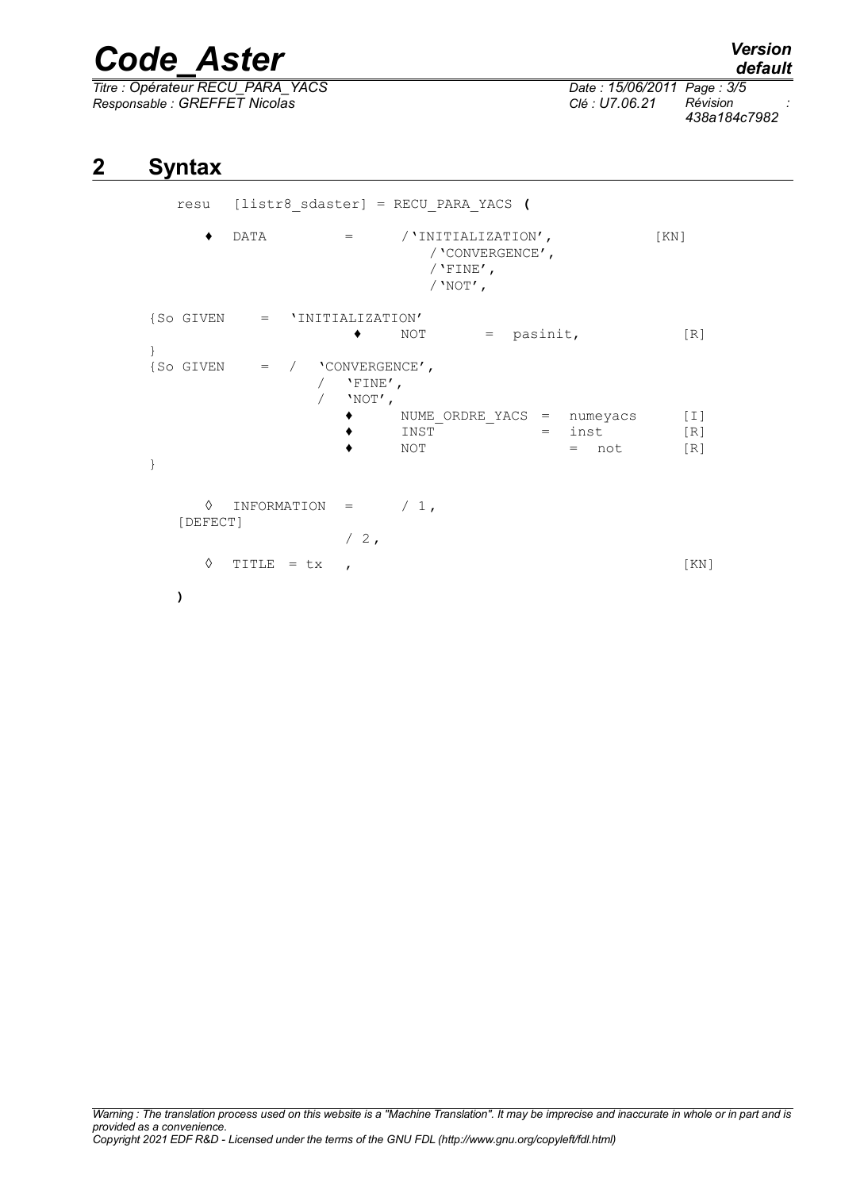## 2 Syntax

```
    resu   [listr8_sdaster] = RECU_PARA_YACS (

       ♦  DATA          =      /'INITIALIZATION',           [KN]
                                  /'CONVERGENCE',
                                  /'FINE',
                                  /'NOT',

{So GIVEN     =  'INITIALIZATION'
                        ♦     NOT        =  pasinit,             [R]
}
{So GIVEN     =  /   'CONVERGENCE',
                 /   'FINE',
                 /   'NOT',
                        ♦     NUME_ORDRE_YACS  =  numeyacs      [I]
                        ♦     INST             =  inst          [R]
                        ♦     NOT              =  not           [R]
}

       ◊  INFORMATION  =      / 1,
    [DEFECT]
                        / 2,
       ◊  TITLE  = tx   ,                                       [KN]

    )
```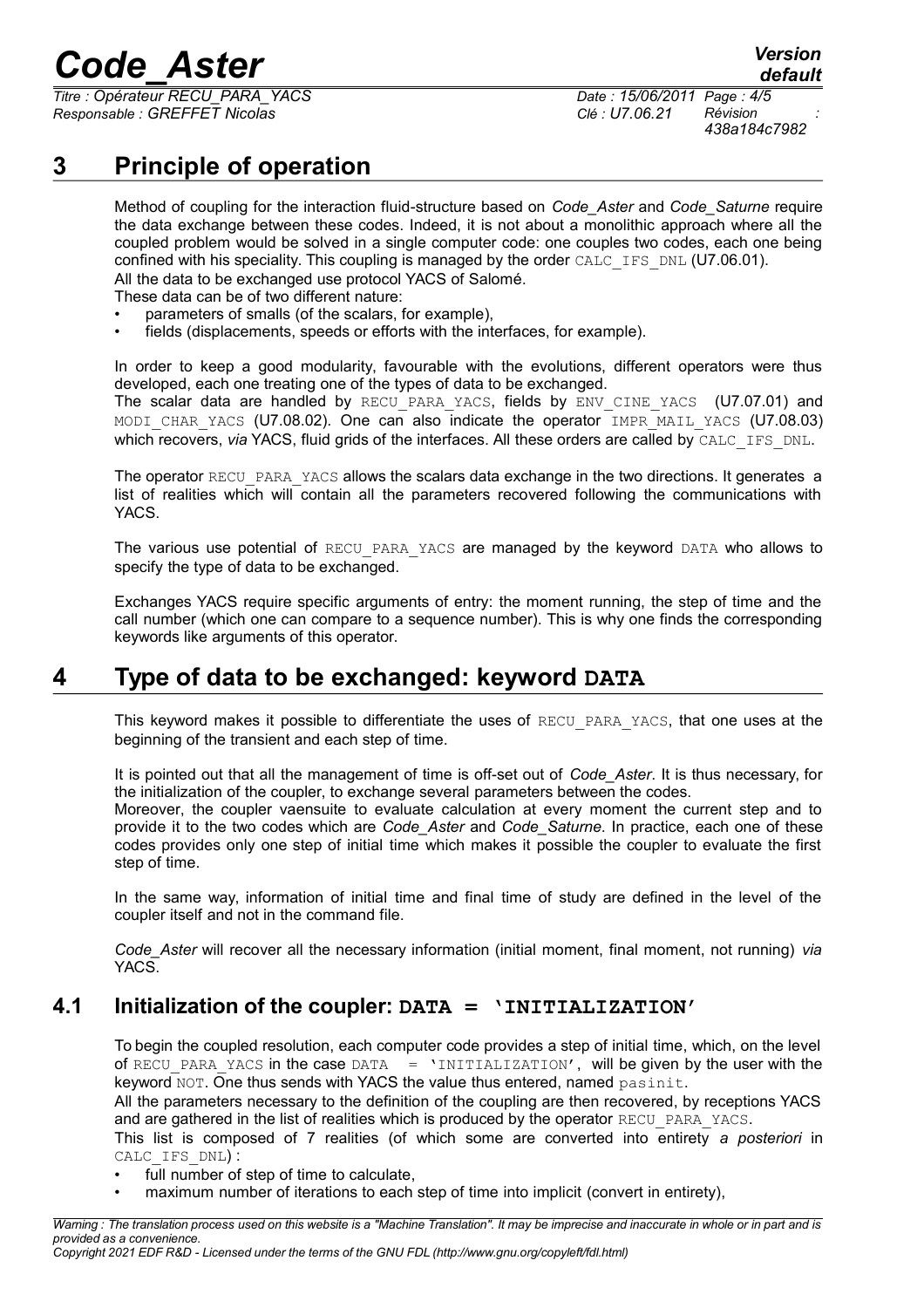# 3 Principle of operation

Method of coupling for the interaction fluid-structure based on *Code_Aster* and *Code_Saturne* require the data exchange between these codes. Indeed, it is not about a monolithic approach where all the coupled problem would be solved in a single computer code: one couples two codes, each one being confined with his speciality. This coupling is managed by the order CALC_IFS_DNL (U7.06.01).

All the data to be exchanged use protocol YACS of Salomé.

These data can be of two different nature:

- parameters of smalls (of the scalars, for example),
- fields (displacements, speeds or efforts with the interfaces, for example).

In order to keep a good modularity, favourable with the evolutions, different operators were thus developed, each one treating one of the types of data to be exchanged.

The scalar data are handled by RECU_PARA_YACS, fields by ENV_CINE_YACS (U7.07.01) and MODI_CHAR_YACS (U7.08.02). One can also indicate the operator IMPR_MAIL_YACS (U7.08.03) which recovers, *via* YACS, fluid grids of the interfaces. All these orders are called by CALC_IFS_DNL.

The operator RECU_PARA_YACS allows the scalars data exchange in the two directions. It generates a list of realities which will contain all the parameters recovered following the communications with YACS.

The various use potential of RECU_PARA_YACS are managed by the keyword DATA who allows to specify the type of data to be exchanged.

Exchanges YACS require specific arguments of entry: the moment running, the step of time and the call number (which one can compare to a sequence number). This is why one finds the corresponding keywords like arguments of this operator.

# 4 Type of data to be exchanged: keyword DATA

This keyword makes it possible to differentiate the uses of RECU_PARA_YACS, that one uses at the beginning of the transient and each step of time.

It is pointed out that all the management of time is off-set out of *Code_Aster*. It is thus necessary, for the initialization of the coupler, to exchange several parameters between the codes.

Moreover, the coupler vaensuite to evaluate calculation at every moment the current step and to provide it to the two codes which are *Code_Aster* and *Code_Saturne*. In practice, each one of these codes provides only one step of initial time which makes it possible the coupler to evaluate the first step of time.

In the same way, information of initial time and final time of study are defined in the level of the coupler itself and not in the command file.

*Code_Aster* will recover all the necessary information (initial moment, final moment, not running) *via* YACS.

## 4.1 Initialization of the coupler: DATA = 'INITIALIZATION'

To begin the coupled resolution, each computer code provides a step of initial time, which, on the level of RECU_PARA_YACS in the case DATA = 'INITIALIZATION', will be given by the user with the keyword NOT. One thus sends with YACS the value thus entered, named pasinit.

All the parameters necessary to the definition of the coupling are then recovered, by receptions YACS and are gathered in the list of realities which is produced by the operator RECU_PARA_YACS.

This list is composed of 7 realities (of which some are converted into entirety *a posteriori* in CALC_IFS_DNL) :

- full number of step of time to calculate,
- maximum number of iterations to each step of time into implicit (convert in entirety),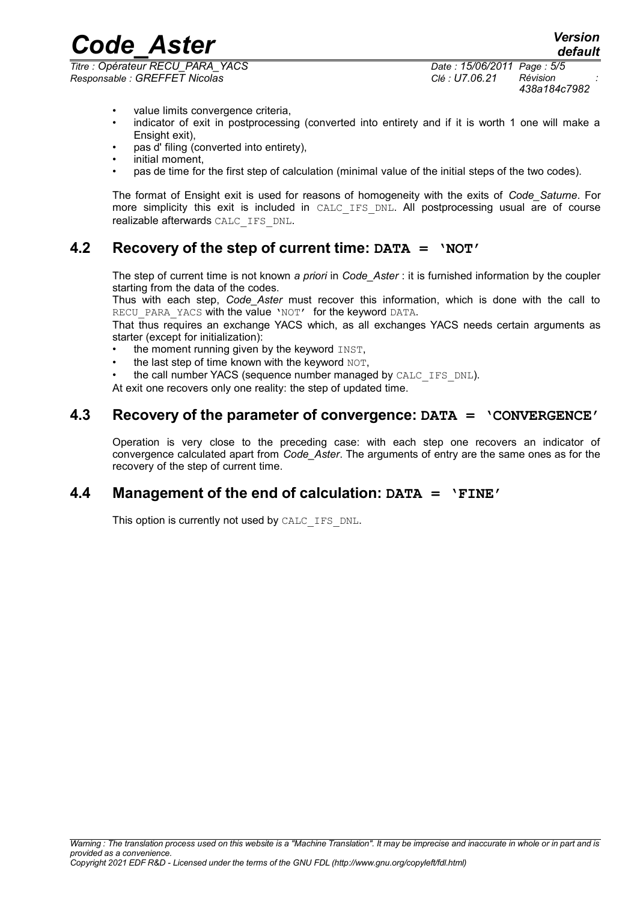- value limits convergence criteria,
- indicator of exit in postprocessing (converted into entirety and if it is worth 1 one will make a Ensight exit),
- pas d' filing (converted into entirety),
- initial moment,
- pas de time for the first step of calculation (minimal value of the initial steps of the two codes).

The format of Ensight exit is used for reasons of homogeneity with the exits of *Code_Saturne*. For more simplicity this exit is included in CALC_IFS_DNL. All postprocessing usual are of course realizable afterwards CALC_IFS_DNL.

## 4.2 Recovery of the step of current time: DATA = 'NOT'

The step of current time is not known *a priori* in *Code_Aster* : it is furnished information by the coupler starting from the data of the codes.

Thus with each step, *Code_Aster* must recover this information, which is done with the call to RECU_PARA_YACS with the value 'NOT' for the keyword DATA.

That thus requires an exchange YACS which, as all exchanges YACS needs certain arguments as starter (except for initialization):

- the moment running given by the keyword INST,
- the last step of time known with the keyword NOT,
- the call number YACS (sequence number managed by CALC_IFS_DNL).

At exit one recovers only one reality: the step of updated time.

## 4.3 Recovery of the parameter of convergence: DATA = 'CONVERGENCE'

Operation is very close to the preceding case: with each step one recovers an indicator of convergence calculated apart from *Code_Aster*. The arguments of entry are the same ones as for the recovery of the step of current time.

## 4.4 Management of the end of calculation: DATA = 'FINE'

This option is currently not used by CALC_IFS_DNL.